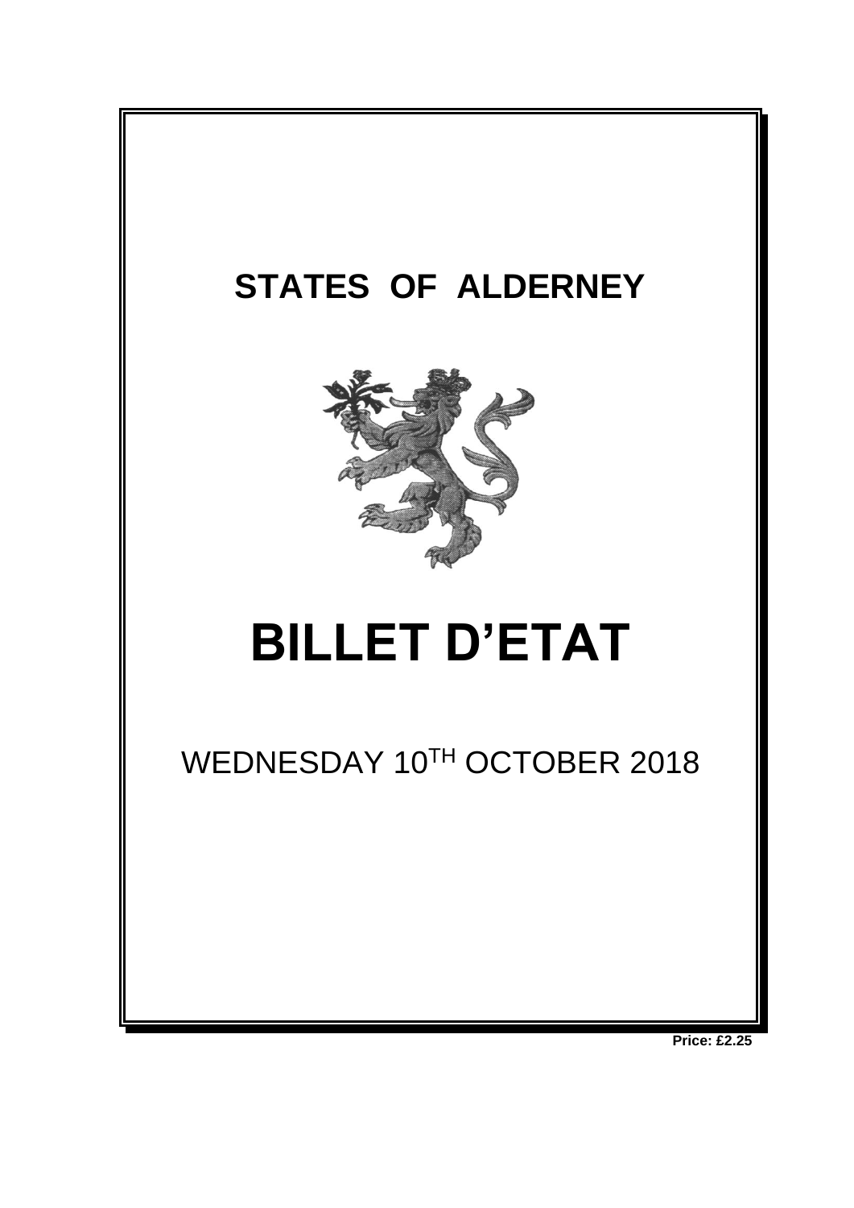# STATES OF ALDERNEY

# BILLET D'ETAT

WEDNESDAY 10[TH] OCTOBER 2018

**Price: £2.25**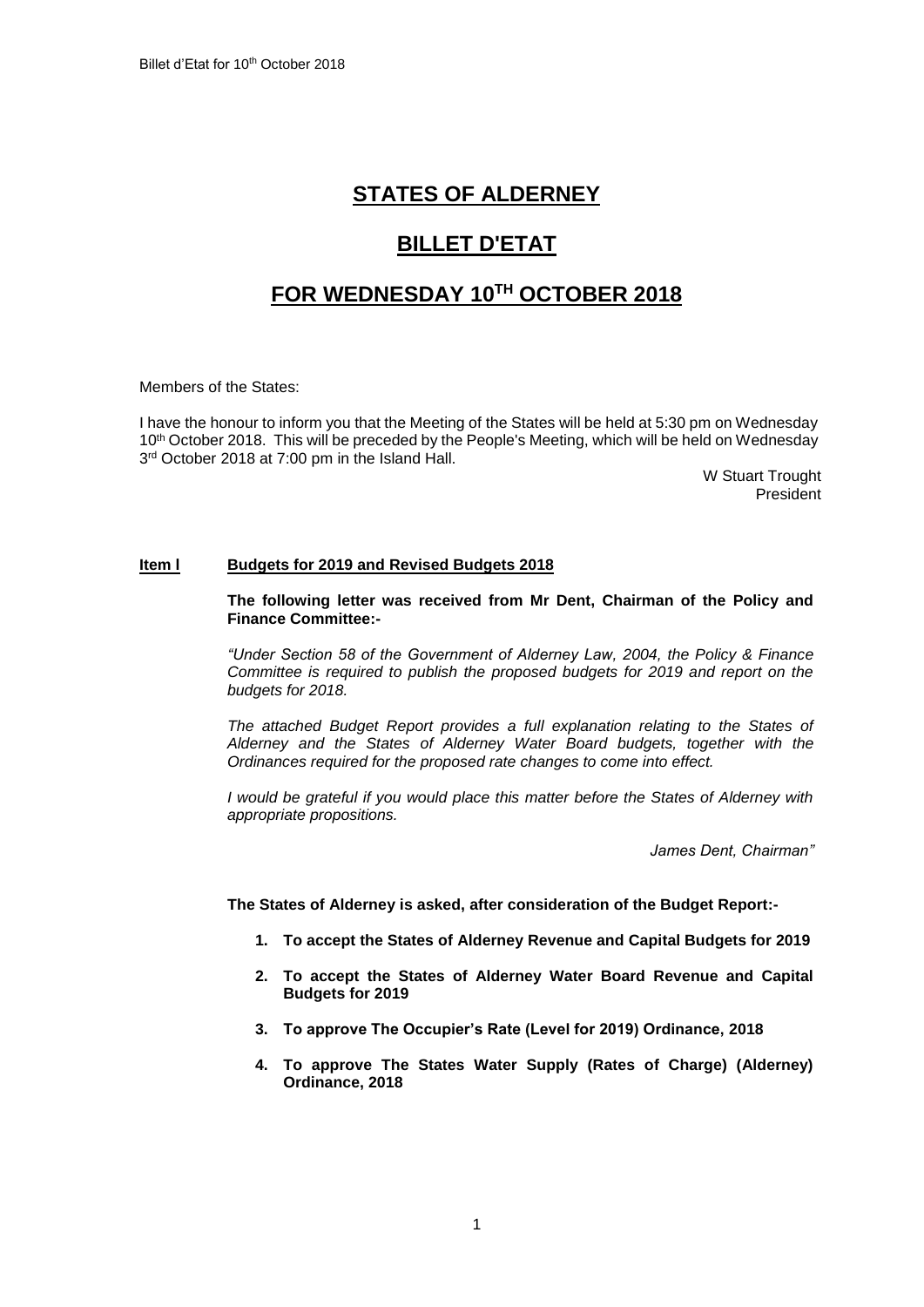# STATES OF ALDERNEY

# BILLET D'ETAT

# FOR WEDNESDAY 10TH OCTOBER 2018

Members of the States:

I have the honour to inform you that the Meeting of the States will be held at 5:30 pm on Wednesday 10th October 2018. This will be preceded by the People's Meeting, which will be held on Wednesday 3rd October 2018 at 7:00 pm in the Island Hall.

W Stuart Trought
President

**Item l Budgets for 2019 and Revised Budgets 2018**

**The following letter was received from Mr Dent, Chairman of the Policy and Finance Committee:-**

*"Under Section 58 of the Government of Alderney Law, 2004, the Policy & Finance Committee is required to publish the proposed budgets for 2019 and report on the budgets for 2018.*

*The attached Budget Report provides a full explanation relating to the States of Alderney and the States of Alderney Water Board budgets, together with the Ordinances required for the proposed rate changes to come into effect.*

*I would be grateful if you would place this matter before the States of Alderney with appropriate propositions.*

*James Dent, Chairman"*

**The States of Alderney is asked, after consideration of the Budget Report:-**

1. **To accept the States of Alderney Revenue and Capital Budgets for 2019**
2. **To accept the States of Alderney Water Board Revenue and Capital Budgets for 2019**
3. **To approve The Occupier's Rate (Level for 2019) Ordinance, 2018**
4. **To approve The States Water Supply (Rates of Charge) (Alderney) Ordinance, 2018**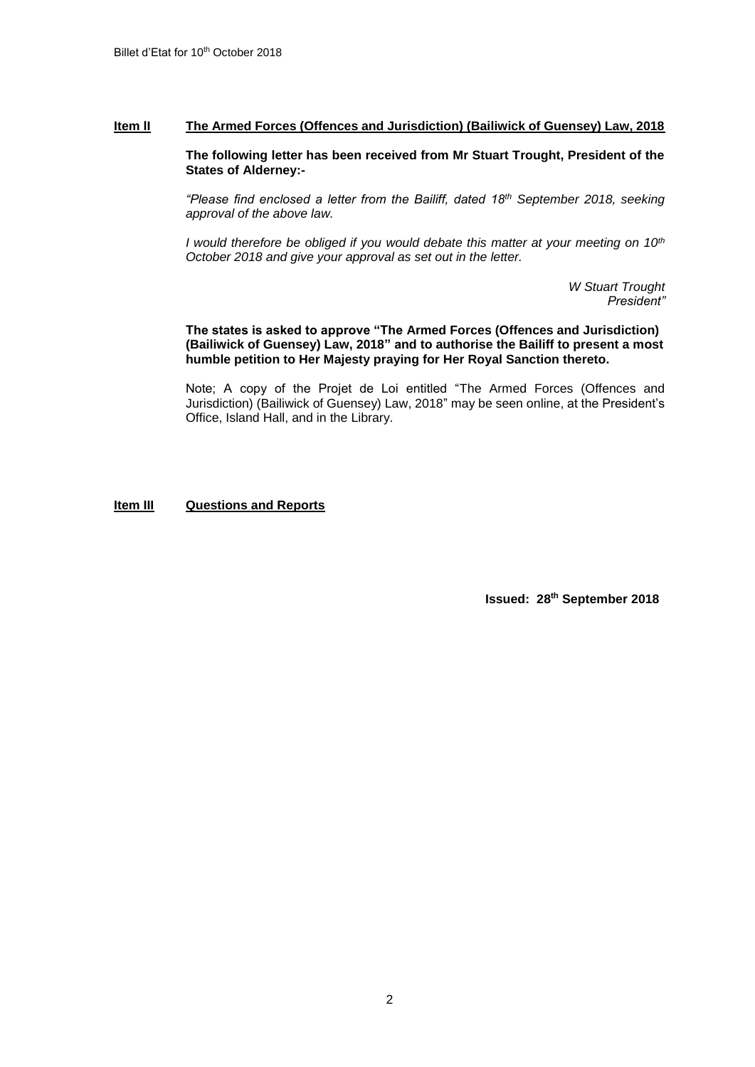**Item II** **The Armed Forces (Offences and Jurisdiction) (Bailiwick of Guensey) Law, 2018**

**The following letter has been received from Mr Stuart Trought, President of the States of Alderney:-**

*"Please find enclosed a letter from the Bailiff, dated 18th September 2018, seeking approval of the above law.*

*I would therefore be obliged if you would debate this matter at your meeting on 10th October 2018 and give your approval as set out in the letter.*

*W Stuart Trought*
*President"*

**The states is asked to approve "The Armed Forces (Offences and Jurisdiction) (Bailiwick of Guensey) Law, 2018" and to authorise the Bailiff to present a most humble petition to Her Majesty praying for Her Royal Sanction thereto.**

Note; A copy of the Projet de Loi entitled "The Armed Forces (Offences and Jurisdiction) (Bailiwick of Guensey) Law, 2018" may be seen online, at the President's Office, Island Hall, and in the Library.

**Item III** **Questions and Reports**

**Issued: 28th September 2018**